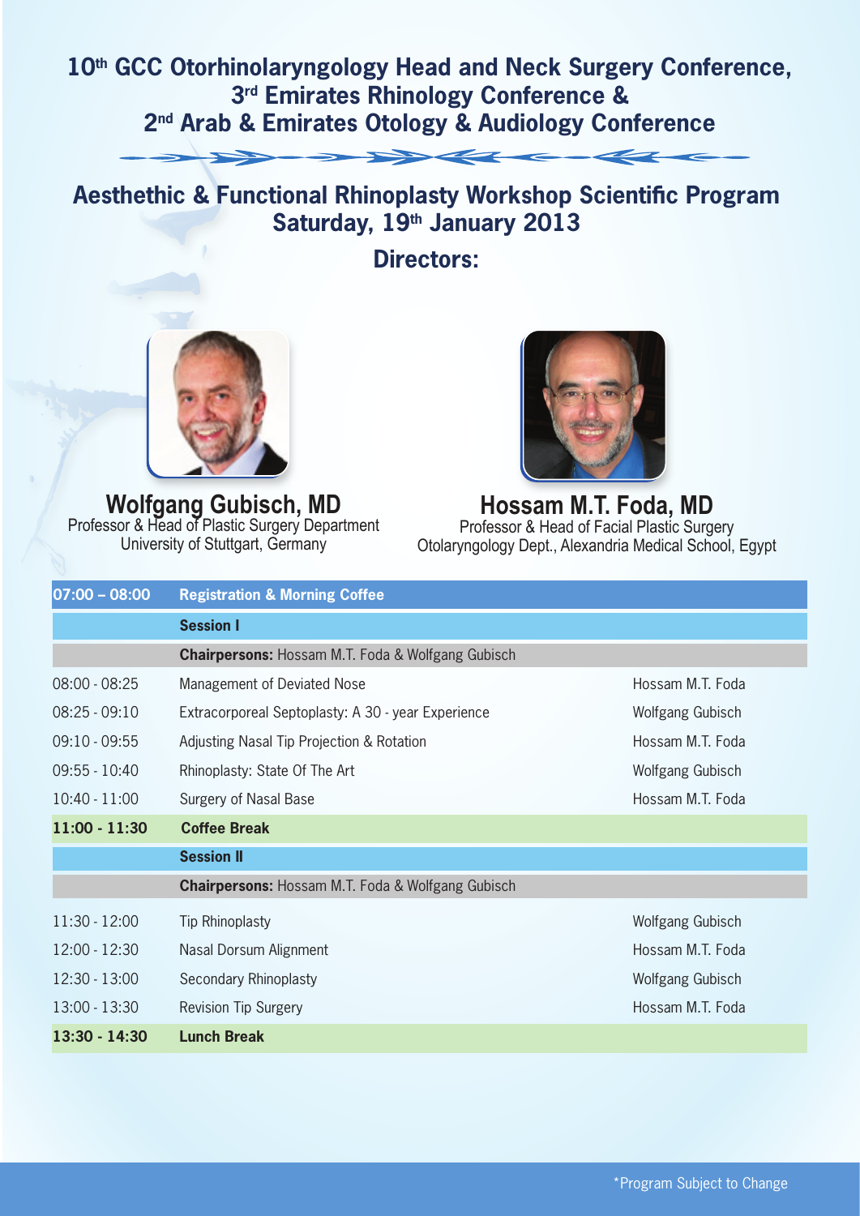# 10th GCC Otorhinolaryngology Head and Neck Surgery Conference, 3rd Emirates Rhinology Conference & 2nd Arab & Emirates Otology & Audiology Conference

## Aesthethic & Functional Rhinoplasty Workshop Scientific Program
## Saturday, 19th January 2013

### Directors:

**Wolfgang Gubisch, MD**
Professor & Head of Plastic Surgery Department
University of Stuttgart, Germany

**Hossam M.T. Foda, MD**
Professor & Head of Facial Plastic Surgery
Otolaryngology Dept., Alexandria Medical School, Egypt

| | | |
|---|---|---|
| **07:00 – 08:00** | **Registration & Morning Coffee** | |
| | **Session I** | |
| | **Chairpersons:** Hossam M.T. Foda & Wolfgang Gubisch | |
| 08:00 - 08:25 | Management of Deviated Nose | Hossam M.T. Foda |
| 08:25 - 09:10 | Extracorporeal Septoplasty: A 30 - year Experience | Wolfgang Gubisch |
| 09:10 - 09:55 | Adjusting Nasal Tip Projection & Rotation | Hossam M.T. Foda |
| 09:55 - 10:40 | Rhinoplasty: State Of The Art | Wolfgang Gubisch |
| 10:40 - 11:00 | Surgery of Nasal Base | Hossam M.T. Foda |
| **11:00 - 11:30** | **Coffee Break** | |
| | **Session II** | |
| | **Chairpersons:** Hossam M.T. Foda & Wolfgang Gubisch | |
| 11:30 - 12:00 | Tip Rhinoplasty | Wolfgang Gubisch |
| 12:00 - 12:30 | Nasal Dorsum Alignment | Hossam M.T. Foda |
| 12:30 - 13:00 | Secondary Rhinoplasty | Wolfgang Gubisch |
| 13:00 - 13:30 | Revision Tip Surgery | Hossam M.T. Foda |
| **13:30 - 14:30** | **Lunch Break** | |

*Program Subject to Change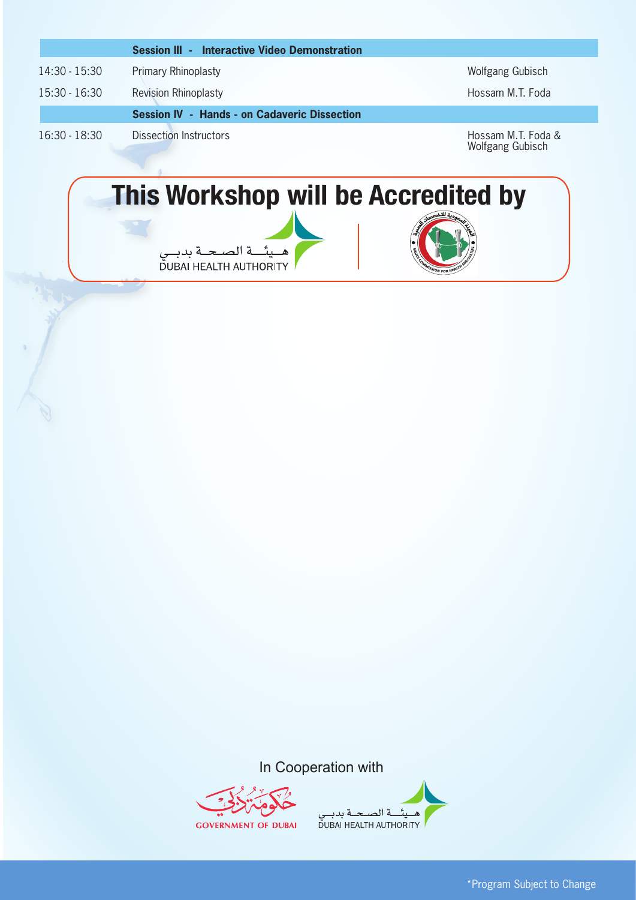| | | |
|---|---|---|
| | **Session III - Interactive Video Demonstration** | |
| 14:30 - 15:30 | Primary Rhinoplasty | Wolfgang Gubisch |
| 15:30 - 16:30 | Revision Rhinoplasty | Hossam M.T. Foda |
| | **Session IV - Hands - on Cadaveric Dissection** | |
| 16:30 - 18:30 | Dissection Instructors | Hossam M.T. Foda & Wolfgang Gubisch |

# This Workshop will be Accredited by

هـيئـــة الصـحـة بدبـي
DUBAI HEALTH AUTHORITY

In Cooperation with

حكومة دبي
GOVERNMENT OF DUBAI

هـيئـــة الصـحـة بدبـي
DUBAI HEALTH AUTHORITY

*Program Subject to Change